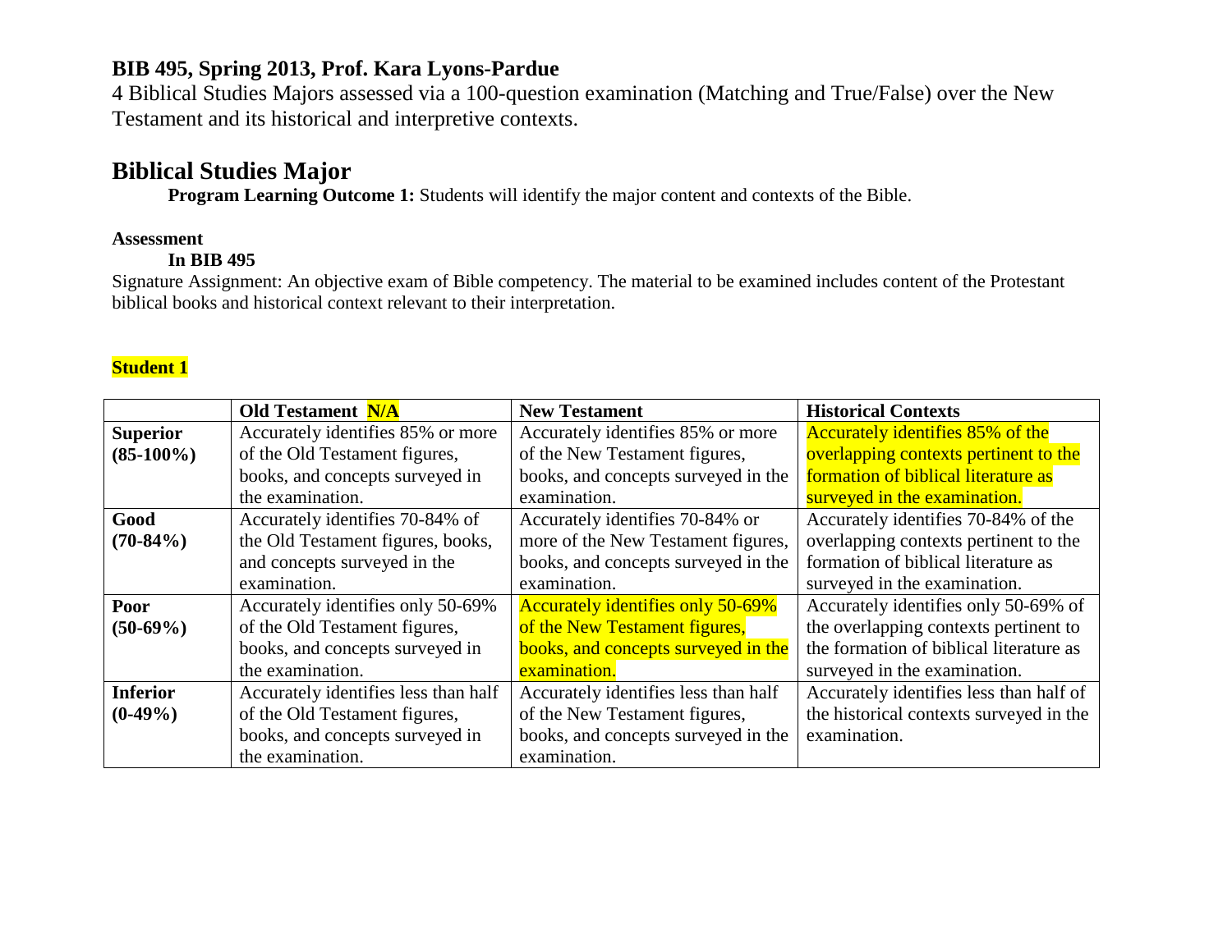**BIB 495, Spring 2013, Prof. Kara Lyons-Pardue**

4 Biblical Studies Majors assessed via a 100-question examination (Matching and True/False) over the New Testament and its historical and interpretive contexts.

## Biblical Studies Major

**Program Learning Outcome 1:** Students will identify the major content and contexts of the Bible.

**Assessment**

**In BIB 495**

Signature Assignment: An objective exam of Bible competency. The material to be examined includes content of the Protestant biblical books and historical context relevant to their interpretation.

**Student 1**

| | Old Testament N/A | New Testament | Historical Contexts |
|---|---|---|---|
| **Superior (85-100%)** | Accurately identifies 85% or more of the Old Testament figures, books, and concepts surveyed in the examination. | Accurately identifies 85% or more of the New Testament figures, books, and concepts surveyed in the examination. | Accurately identifies 85% of the overlapping contexts pertinent to the formation of biblical literature as surveyed in the examination. |
| **Good (70-84%)** | Accurately identifies 70-84% of the Old Testament figures, books, and concepts surveyed in the examination. | Accurately identifies 70-84% or more of the New Testament figures, books, and concepts surveyed in the examination. | Accurately identifies 70-84% of the overlapping contexts pertinent to the formation of biblical literature as surveyed in the examination. |
| **Poor (50-69%)** | Accurately identifies only 50-69% of the Old Testament figures, books, and concepts surveyed in the examination. | Accurately identifies only 50-69% of the New Testament figures, books, and concepts surveyed in the examination. | Accurately identifies only 50-69% of the overlapping contexts pertinent to the formation of biblical literature as surveyed in the examination. |
| **Inferior (0-49%)** | Accurately identifies less than half of the Old Testament figures, books, and concepts surveyed in the examination. | Accurately identifies less than half of the New Testament figures, books, and concepts surveyed in the examination. | Accurately identifies less than half of the historical contexts surveyed in the examination. |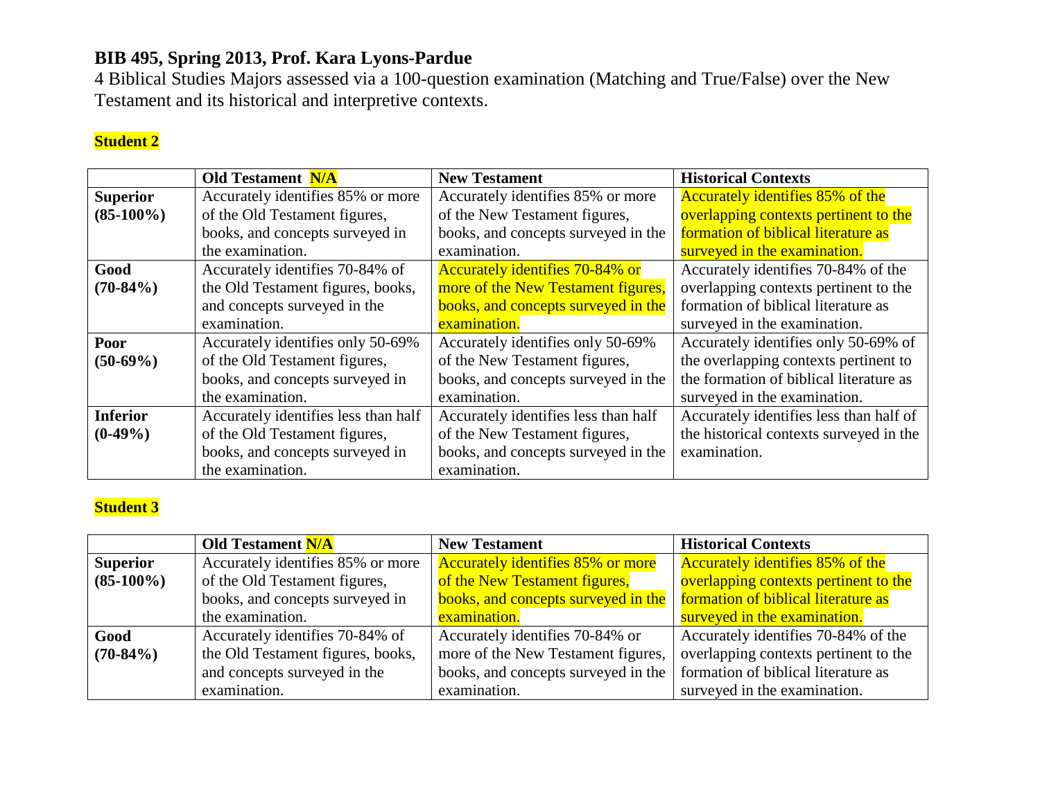**BIB 495, Spring 2013, Prof. Kara Lyons-Pardue**

4 Biblical Studies Majors assessed via a 100-question examination (Matching and True/False) over the New Testament and its historical and interpretive contexts.

**Student 2**

| | **Old Testament N/A** | **New Testament** | **Historical Contexts** |
|---|---|---|---|
| **Superior (85-100%)** | Accurately identifies 85% or more of the Old Testament figures, books, and concepts surveyed in the examination. | Accurately identifies 85% or more of the New Testament figures, books, and concepts surveyed in the examination. | Accurately identifies 85% of the overlapping contexts pertinent to the formation of biblical literature as surveyed in the examination. |
| **Good (70-84%)** | Accurately identifies 70-84% of the Old Testament figures, books, and concepts surveyed in the examination. | Accurately identifies 70-84% or more of the New Testament figures, books, and concepts surveyed in the examination. | Accurately identifies 70-84% of the overlapping contexts pertinent to the formation of biblical literature as surveyed in the examination. |
| **Poor (50-69%)** | Accurately identifies only 50-69% of the Old Testament figures, books, and concepts surveyed in the examination. | Accurately identifies only 50-69% of the New Testament figures, books, and concepts surveyed in the examination. | Accurately identifies only 50-69% of the overlapping contexts pertinent to the formation of biblical literature as surveyed in the examination. |
| **Inferior (0-49%)** | Accurately identifies less than half of the Old Testament figures, books, and concepts surveyed in the examination. | Accurately identifies less than half of the New Testament figures, books, and concepts surveyed in the examination. | Accurately identifies less than half of the historical contexts surveyed in the examination. |

**Student 3**

| | **Old Testament N/A** | **New Testament** | **Historical Contexts** |
|---|---|---|---|
| **Superior (85-100%)** | Accurately identifies 85% or more of the Old Testament figures, books, and concepts surveyed in the examination. | Accurately identifies 85% or more of the New Testament figures, books, and concepts surveyed in the examination. | Accurately identifies 85% of the overlapping contexts pertinent to the formation of biblical literature as surveyed in the examination. |
| **Good (70-84%)** | Accurately identifies 70-84% of the Old Testament figures, books, and concepts surveyed in the examination. | Accurately identifies 70-84% or more of the New Testament figures, books, and concepts surveyed in the examination. | Accurately identifies 70-84% of the overlapping contexts pertinent to the formation of biblical literature as surveyed in the examination. |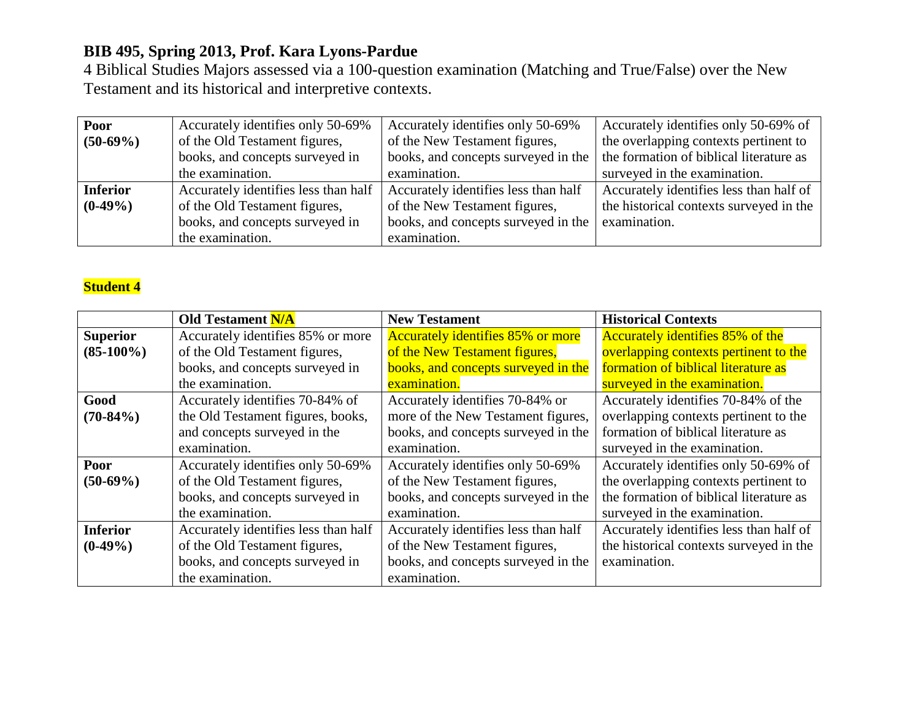**BIB 495, Spring 2013, Prof. Kara Lyons-Pardue**

4 Biblical Studies Majors assessed via a 100-question examination (Matching and True/False) over the New Testament and its historical and interpretive contexts.

| | | | |
|---|---|---|---|
| **Poor (50-69%)** | Accurately identifies only 50-69% of the Old Testament figures, books, and concepts surveyed in the examination. | Accurately identifies only 50-69% of the New Testament figures, books, and concepts surveyed in the examination. | Accurately identifies only 50-69% of the overlapping contexts pertinent to the formation of biblical literature as surveyed in the examination. |
| **Inferior (0-49%)** | Accurately identifies less than half of the Old Testament figures, books, and concepts surveyed in the examination. | Accurately identifies less than half of the New Testament figures, books, and concepts surveyed in the examination. | Accurately identifies less than half of the historical contexts surveyed in the examination. |

**Student 4**

| | **Old Testament N/A** | **New Testament** | **Historical Contexts** |
|---|---|---|---|
| **Superior (85-100%)** | Accurately identifies 85% or more of the Old Testament figures, books, and concepts surveyed in the examination. | Accurately identifies 85% or more of the New Testament figures, books, and concepts surveyed in the examination. | Accurately identifies 85% of the overlapping contexts pertinent to the formation of biblical literature as surveyed in the examination. |
| **Good (70-84%)** | Accurately identifies 70-84% of the Old Testament figures, books, and concepts surveyed in the examination. | Accurately identifies 70-84% or more of the New Testament figures, books, and concepts surveyed in the examination. | Accurately identifies 70-84% of the overlapping contexts pertinent to the formation of biblical literature as surveyed in the examination. |
| **Poor (50-69%)** | Accurately identifies only 50-69% of the Old Testament figures, books, and concepts surveyed in the examination. | Accurately identifies only 50-69% of the New Testament figures, books, and concepts surveyed in the examination. | Accurately identifies only 50-69% of the overlapping contexts pertinent to the formation of biblical literature as surveyed in the examination. |
| **Inferior (0-49%)** | Accurately identifies less than half of the Old Testament figures, books, and concepts surveyed in the examination. | Accurately identifies less than half of the New Testament figures, books, and concepts surveyed in the examination. | Accurately identifies less than half of the historical contexts surveyed in the examination. |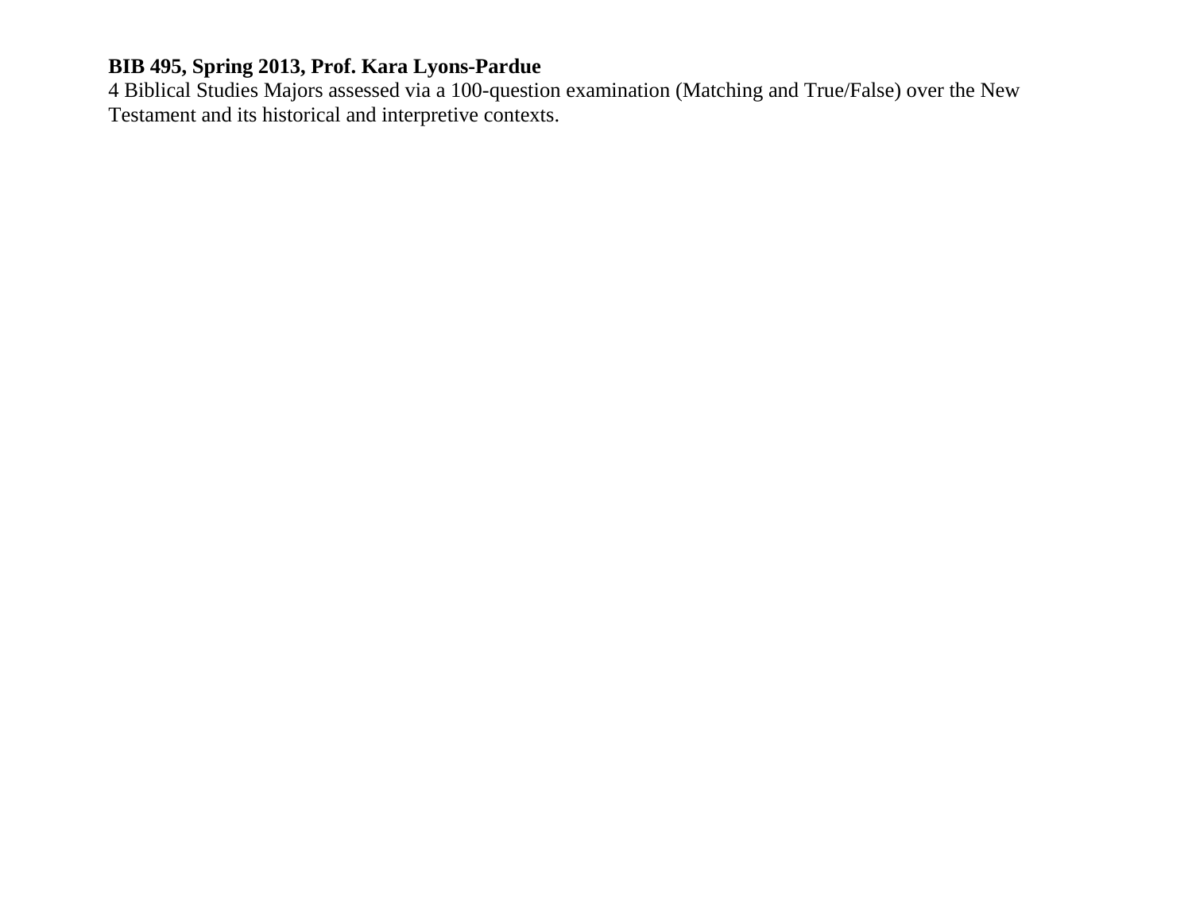**BIB 495, Spring 2013, Prof. Kara Lyons-Pardue**

4 Biblical Studies Majors assessed via a 100-question examination (Matching and True/False) over the New Testament and its historical and interpretive contexts.